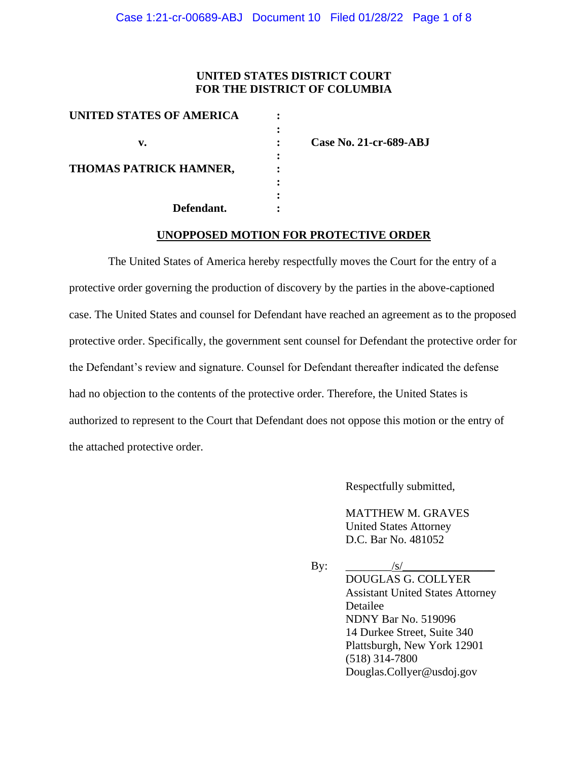**UNITED STATES DISTRICT COURT**
**FOR THE DISTRICT OF COLUMBIA**

| | | |
|---|---|---|
| **UNITED STATES OF AMERICA** | : | |
| | : | |
| **v.** | : | **Case No. 21-cr-689-ABJ** |
| | : | |
| **THOMAS PATRICK HAMNER,** | : | |
| | : | |
| | : | |
| **Defendant.** | : | |

**UNOPPOSED MOTION FOR PROTECTIVE ORDER**

The United States of America hereby respectfully moves the Court for the entry of a protective order governing the production of discovery by the parties in the above-captioned case. The United States and counsel for Defendant have reached an agreement as to the proposed protective order. Specifically, the government sent counsel for Defendant the protective order for the Defendant's review and signature. Counsel for Defendant thereafter indicated the defense had no objection to the contents of the protective order. Therefore, the United States is authorized to represent to the Court that Defendant does not oppose this motion or the entry of the attached protective order.

Respectfully submitted,

MATTHEW M. GRAVES
United States Attorney
D.C. Bar No. 481052

By: ________/s/________________
DOUGLAS G. COLLYER
Assistant United States Attorney
Detailee
NDNY Bar No. 519096
14 Durkee Street, Suite 340
Plattsburgh, New York 12901
(518) 314-7800
Douglas.Collyer@usdoj.gov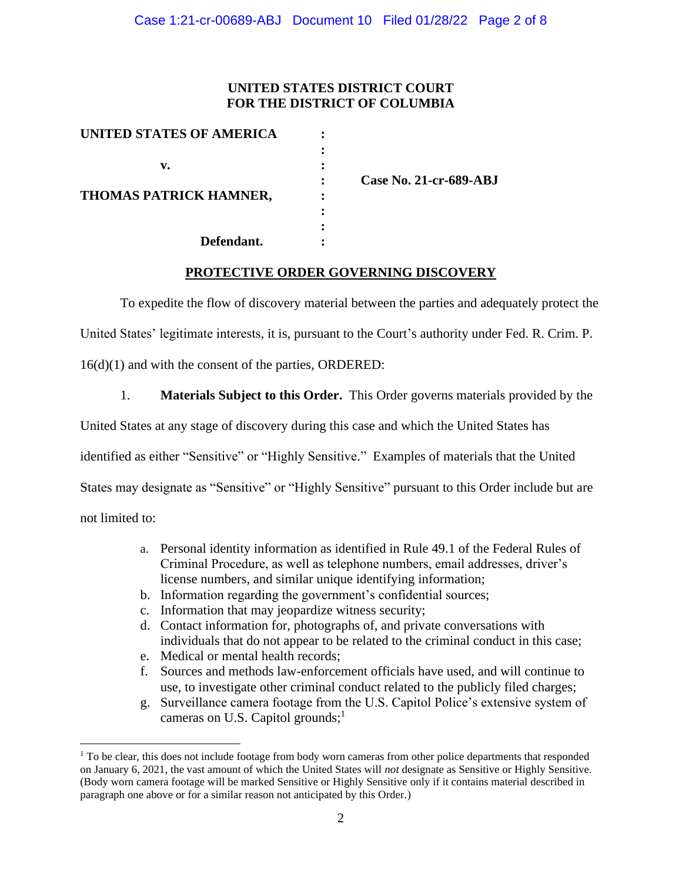**UNITED STATES DISTRICT COURT**
**FOR THE DISTRICT OF COLUMBIA**

| | | |
|---|---|---|
| **UNITED STATES OF AMERICA** | : | |
| | : | |
| **v.** | : | |
| | : | **Case No. 21-cr-689-ABJ** |
| **THOMAS PATRICK HAMNER,** | : | |
| | : | |
| | : | |
| **Defendant.** | : | |

**PROTECTIVE ORDER GOVERNING DISCOVERY**

To expedite the flow of discovery material between the parties and adequately protect the United States' legitimate interests, it is, pursuant to the Court's authority under Fed. R. Crim. P. 16(d)(1) and with the consent of the parties, ORDERED:

1. **Materials Subject to this Order.** This Order governs materials provided by the United States at any stage of discovery during this case and which the United States has identified as either "Sensitive" or "Highly Sensitive." Examples of materials that the United States may designate as "Sensitive" or "Highly Sensitive" pursuant to this Order include but are not limited to:

   a. Personal identity information as identified in Rule 49.1 of the Federal Rules of Criminal Procedure, as well as telephone numbers, email addresses, driver's license numbers, and similar unique identifying information;
   b. Information regarding the government's confidential sources;
   c. Information that may jeopardize witness security;
   d. Contact information for, photographs of, and private conversations with individuals that do not appear to be related to the criminal conduct in this case;
   e. Medical or mental health records;
   f. Sources and methods law-enforcement officials have used, and will continue to use, to investigate other criminal conduct related to the publicly filed charges;
   g. Surveillance camera footage from the U.S. Capitol Police's extensive system of cameras on U.S. Capitol grounds;[1]

[1] To be clear, this does not include footage from body worn cameras from other police departments that responded on January 6, 2021, the vast amount of which the United States will *not* designate as Sensitive or Highly Sensitive. (Body worn camera footage will be marked Sensitive or Highly Sensitive only if it contains material described in paragraph one above or for a similar reason not anticipated by this Order.)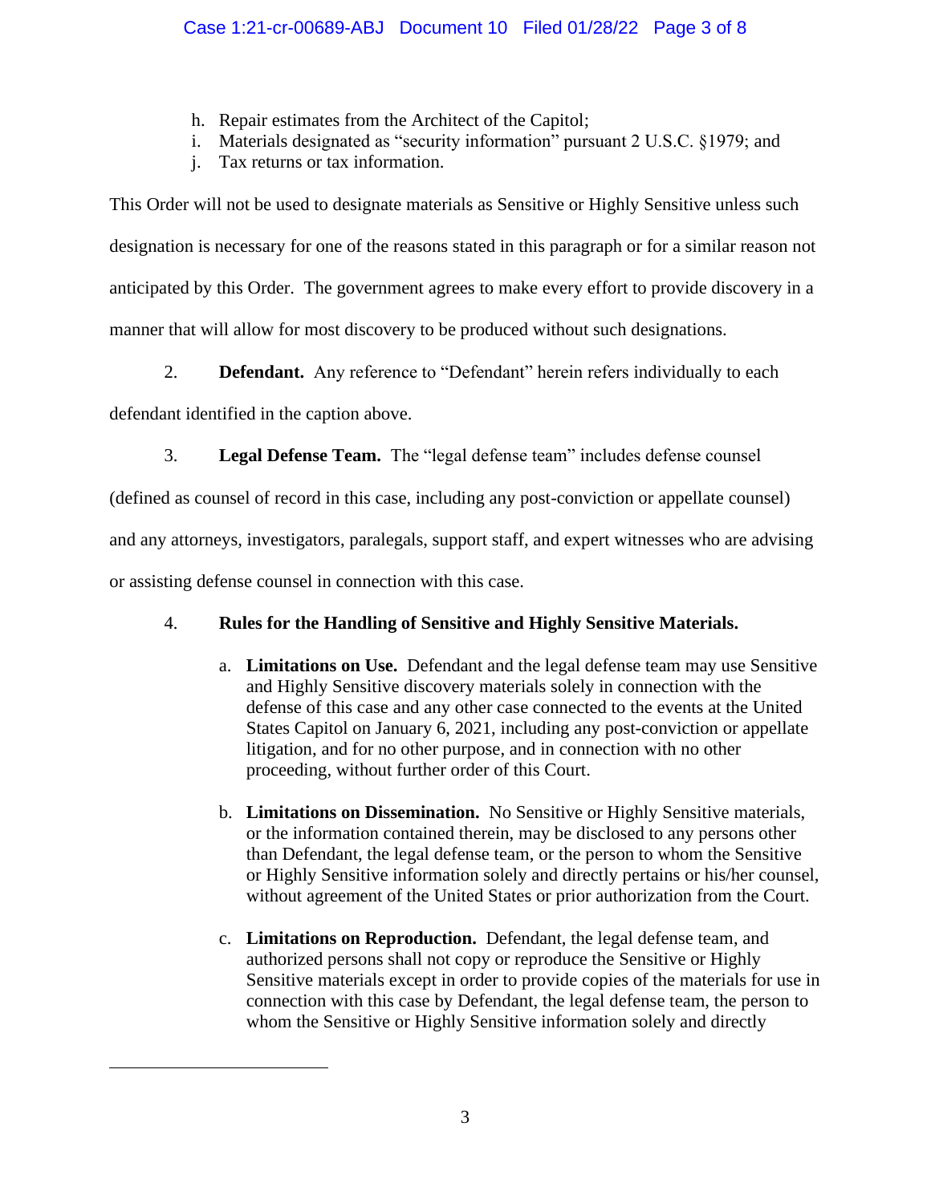h. Repair estimates from the Architect of the Capitol;
i. Materials designated as "security information" pursuant 2 U.S.C. §1979; and
j. Tax returns or tax information.

This Order will not be used to designate materials as Sensitive or Highly Sensitive unless such designation is necessary for one of the reasons stated in this paragraph or for a similar reason not anticipated by this Order. The government agrees to make every effort to provide discovery in a manner that will allow for most discovery to be produced without such designations.

2. **Defendant.** Any reference to "Defendant" herein refers individually to each defendant identified in the caption above.

3. **Legal Defense Team.** The "legal defense team" includes defense counsel (defined as counsel of record in this case, including any post-conviction or appellate counsel) and any attorneys, investigators, paralegals, support staff, and expert witnesses who are advising or assisting defense counsel in connection with this case.

4. **Rules for the Handling of Sensitive and Highly Sensitive Materials.**

a. **Limitations on Use.** Defendant and the legal defense team may use Sensitive and Highly Sensitive discovery materials solely in connection with the defense of this case and any other case connected to the events at the United States Capitol on January 6, 2021, including any post-conviction or appellate litigation, and for no other purpose, and in connection with no other proceeding, without further order of this Court.

b. **Limitations on Dissemination.** No Sensitive or Highly Sensitive materials, or the information contained therein, may be disclosed to any persons other than Defendant, the legal defense team, or the person to whom the Sensitive or Highly Sensitive information solely and directly pertains or his/her counsel, without agreement of the United States or prior authorization from the Court.

c. **Limitations on Reproduction.** Defendant, the legal defense team, and authorized persons shall not copy or reproduce the Sensitive or Highly Sensitive materials except in order to provide copies of the materials for use in connection with this case by Defendant, the legal defense team, the person to whom the Sensitive or Highly Sensitive information solely and directly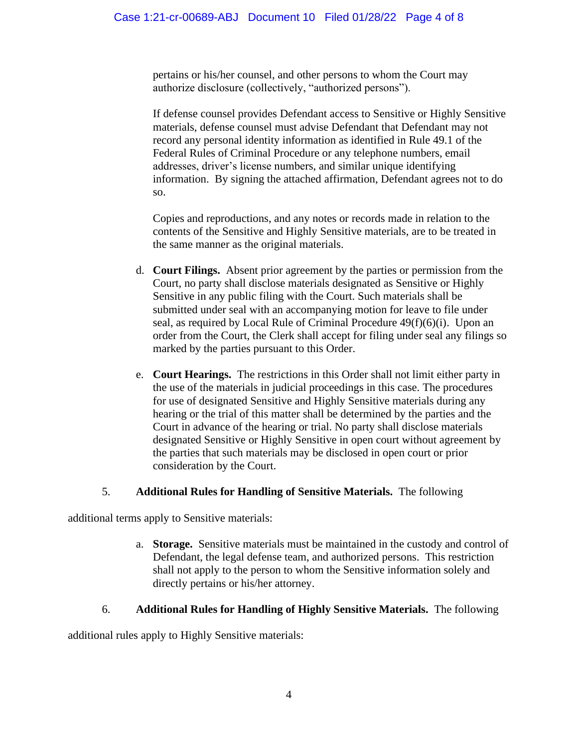pertains or his/her counsel, and other persons to whom the Court may authorize disclosure (collectively, "authorized persons").

If defense counsel provides Defendant access to Sensitive or Highly Sensitive materials, defense counsel must advise Defendant that Defendant may not record any personal identity information as identified in Rule 49.1 of the Federal Rules of Criminal Procedure or any telephone numbers, email addresses, driver's license numbers, and similar unique identifying information. By signing the attached affirmation, Defendant agrees not to do so.

Copies and reproductions, and any notes or records made in relation to the contents of the Sensitive and Highly Sensitive materials, are to be treated in the same manner as the original materials.

d. **Court Filings.** Absent prior agreement by the parties or permission from the Court, no party shall disclose materials designated as Sensitive or Highly Sensitive in any public filing with the Court. Such materials shall be submitted under seal with an accompanying motion for leave to file under seal, as required by Local Rule of Criminal Procedure 49(f)(6)(i). Upon an order from the Court, the Clerk shall accept for filing under seal any filings so marked by the parties pursuant to this Order.

e. **Court Hearings.** The restrictions in this Order shall not limit either party in the use of the materials in judicial proceedings in this case. The procedures for use of designated Sensitive and Highly Sensitive materials during any hearing or the trial of this matter shall be determined by the parties and the Court in advance of the hearing or trial. No party shall disclose materials designated Sensitive or Highly Sensitive in open court without agreement by the parties that such materials may be disclosed in open court or prior consideration by the Court.

5. **Additional Rules for Handling of Sensitive Materials.** The following additional terms apply to Sensitive materials:

a. **Storage.** Sensitive materials must be maintained in the custody and control of Defendant, the legal defense team, and authorized persons. This restriction shall not apply to the person to whom the Sensitive information solely and directly pertains or his/her attorney.

6. **Additional Rules for Handling of Highly Sensitive Materials.** The following additional rules apply to Highly Sensitive materials: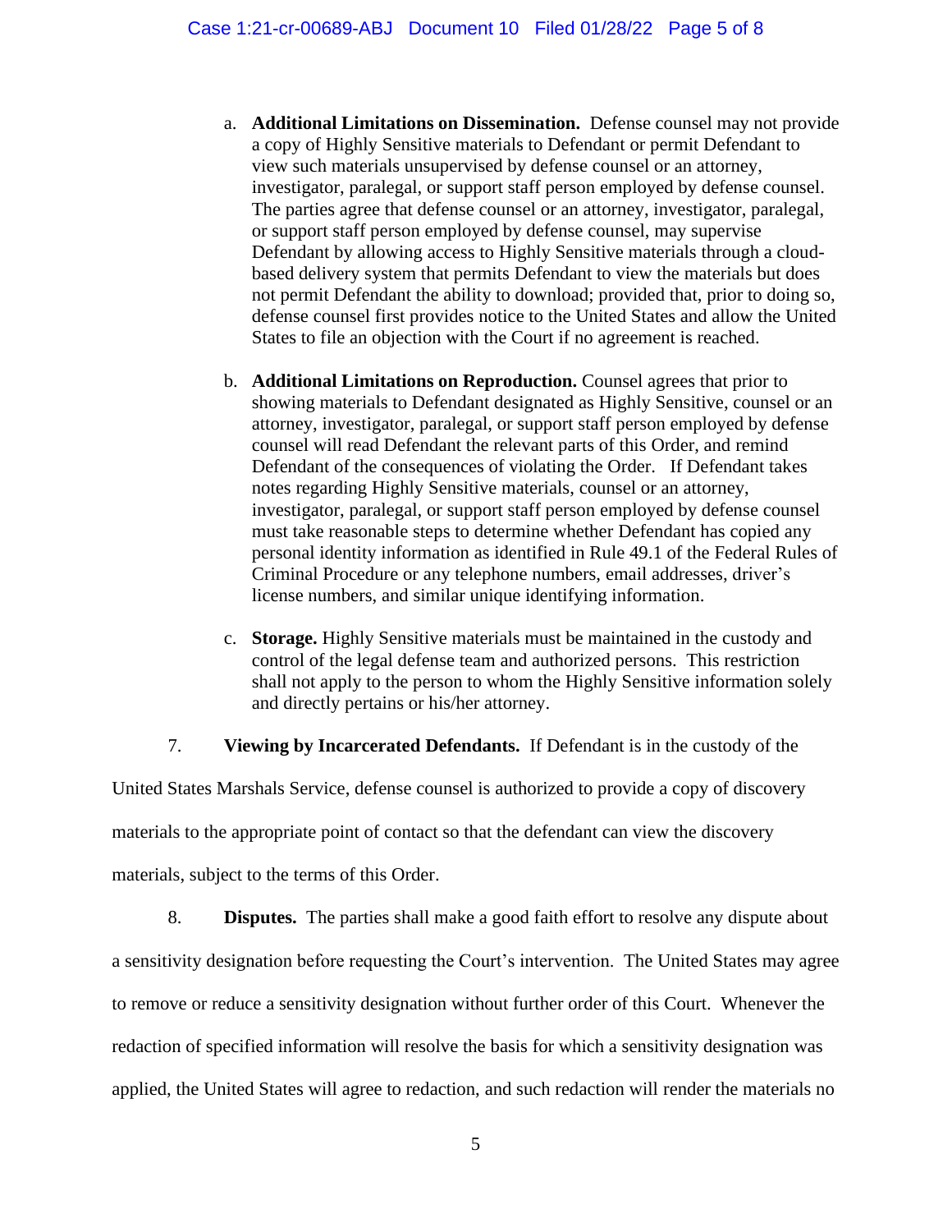a. **Additional Limitations on Dissemination.** Defense counsel may not provide a copy of Highly Sensitive materials to Defendant or permit Defendant to view such materials unsupervised by defense counsel or an attorney, investigator, paralegal, or support staff person employed by defense counsel. The parties agree that defense counsel or an attorney, investigator, paralegal, or support staff person employed by defense counsel, may supervise Defendant by allowing access to Highly Sensitive materials through a cloud-based delivery system that permits Defendant to view the materials but does not permit Defendant the ability to download; provided that, prior to doing so, defense counsel first provides notice to the United States and allow the United States to file an objection with the Court if no agreement is reached.

b. **Additional Limitations on Reproduction.** Counsel agrees that prior to showing materials to Defendant designated as Highly Sensitive, counsel or an attorney, investigator, paralegal, or support staff person employed by defense counsel will read Defendant the relevant parts of this Order, and remind Defendant of the consequences of violating the Order. If Defendant takes notes regarding Highly Sensitive materials, counsel or an attorney, investigator, paralegal, or support staff person employed by defense counsel must take reasonable steps to determine whether Defendant has copied any personal identity information as identified in Rule 49.1 of the Federal Rules of Criminal Procedure or any telephone numbers, email addresses, driver's license numbers, and similar unique identifying information.

c. **Storage.** Highly Sensitive materials must be maintained in the custody and control of the legal defense team and authorized persons. This restriction shall not apply to the person to whom the Highly Sensitive information solely and directly pertains or his/her attorney.

7. **Viewing by Incarcerated Defendants.** If Defendant is in the custody of the United States Marshals Service, defense counsel is authorized to provide a copy of discovery materials to the appropriate point of contact so that the defendant can view the discovery materials, subject to the terms of this Order.

8. **Disputes.** The parties shall make a good faith effort to resolve any dispute about a sensitivity designation before requesting the Court's intervention. The United States may agree to remove or reduce a sensitivity designation without further order of this Court. Whenever the redaction of specified information will resolve the basis for which a sensitivity designation was applied, the United States will agree to redaction, and such redaction will render the materials no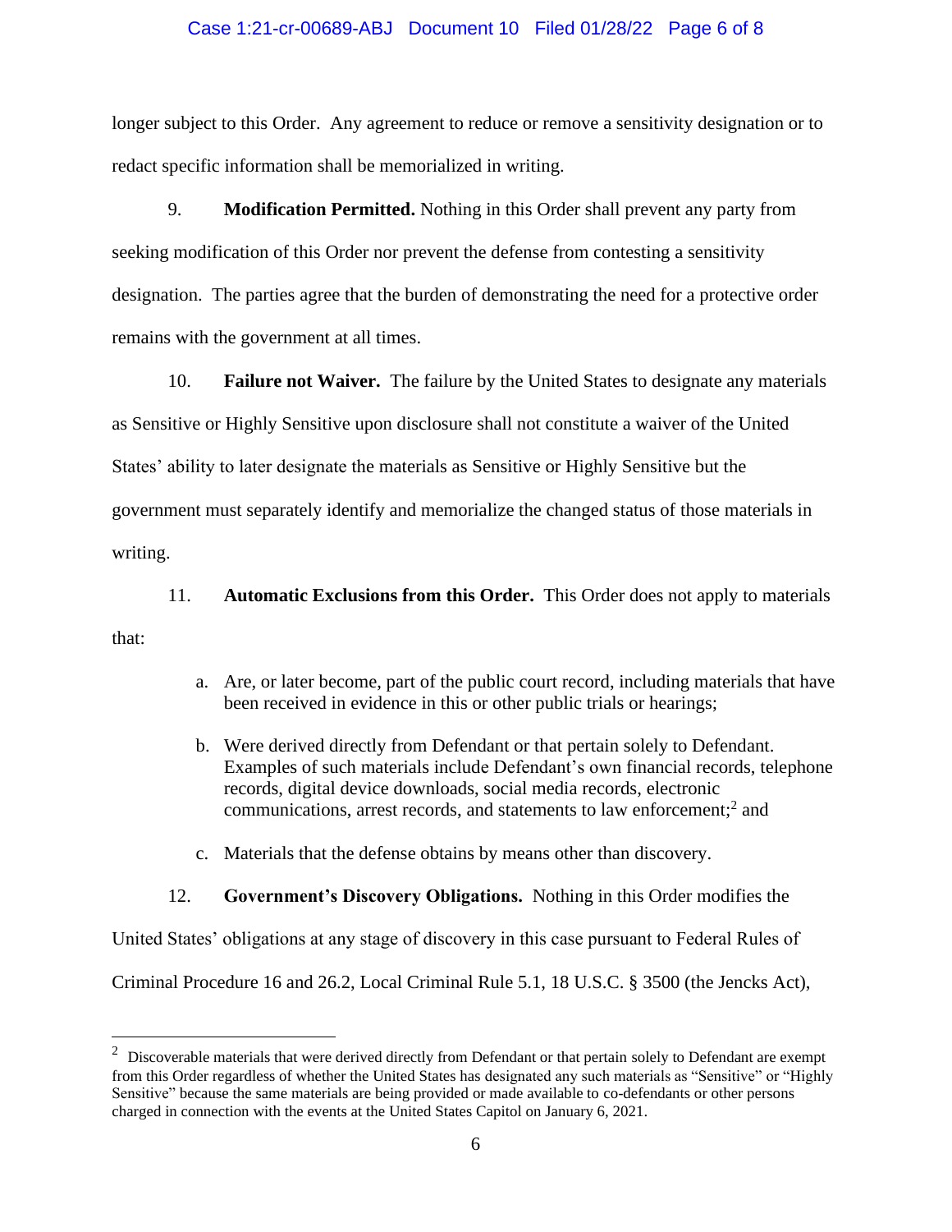longer subject to this Order. Any agreement to reduce or remove a sensitivity designation or to redact specific information shall be memorialized in writing.

9. **Modification Permitted.** Nothing in this Order shall prevent any party from seeking modification of this Order nor prevent the defense from contesting a sensitivity designation. The parties agree that the burden of demonstrating the need for a protective order remains with the government at all times.

10. **Failure not Waiver.** The failure by the United States to designate any materials as Sensitive or Highly Sensitive upon disclosure shall not constitute a waiver of the United States' ability to later designate the materials as Sensitive or Highly Sensitive but the government must separately identify and memorialize the changed status of those materials in writing.

11. **Automatic Exclusions from this Order.** This Order does not apply to materials that:

a. Are, or later become, part of the public court record, including materials that have been received in evidence in this or other public trials or hearings;

b. Were derived directly from Defendant or that pertain solely to Defendant. Examples of such materials include Defendant's own financial records, telephone records, digital device downloads, social media records, electronic communications, arrest records, and statements to law enforcement;[2] and

c. Materials that the defense obtains by means other than discovery.

12. **Government's Discovery Obligations.** Nothing in this Order modifies the United States' obligations at any stage of discovery in this case pursuant to Federal Rules of Criminal Procedure 16 and 26.2, Local Criminal Rule 5.1, 18 U.S.C. § 3500 (the Jencks Act),

---

[2] Discoverable materials that were derived directly from Defendant or that pertain solely to Defendant are exempt from this Order regardless of whether the United States has designated any such materials as "Sensitive" or "Highly Sensitive" because the same materials are being provided or made available to co-defendants or other persons charged in connection with the events at the United States Capitol on January 6, 2021.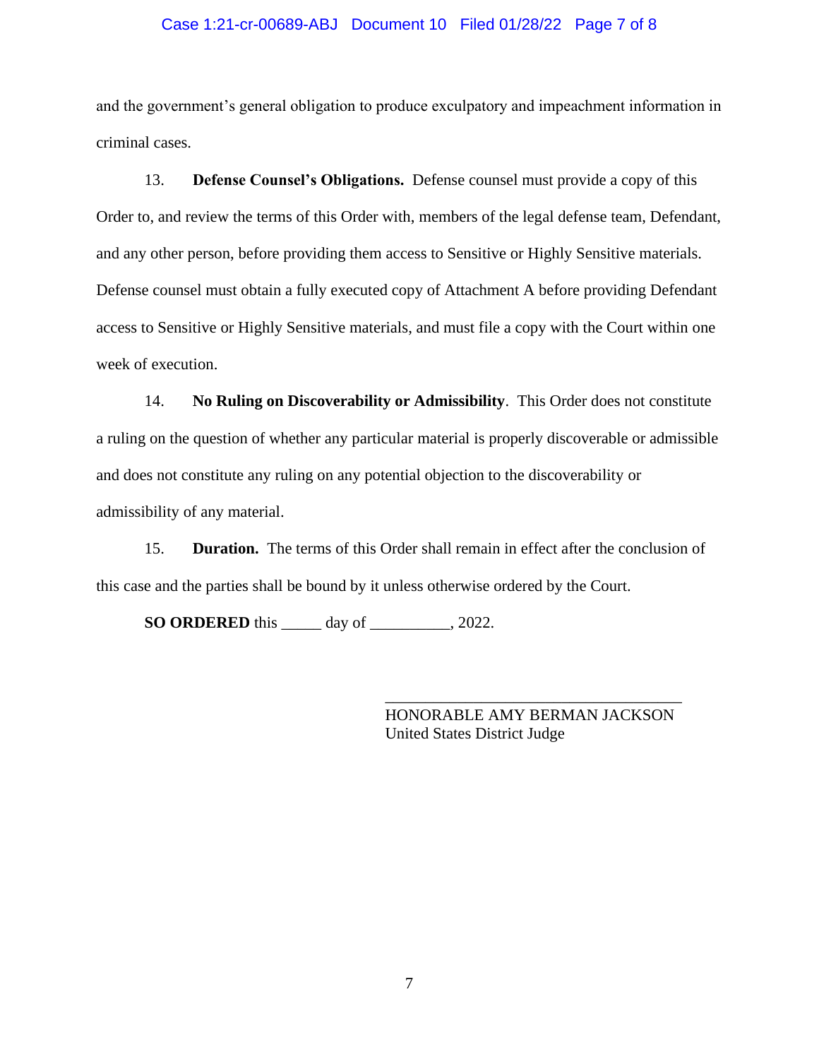and the government's general obligation to produce exculpatory and impeachment information in criminal cases.

13. **Defense Counsel's Obligations.** Defense counsel must provide a copy of this Order to, and review the terms of this Order with, members of the legal defense team, Defendant, and any other person, before providing them access to Sensitive or Highly Sensitive materials. Defense counsel must obtain a fully executed copy of Attachment A before providing Defendant access to Sensitive or Highly Sensitive materials, and must file a copy with the Court within one week of execution.

14. **No Ruling on Discoverability or Admissibility**. This Order does not constitute a ruling on the question of whether any particular material is properly discoverable or admissible and does not constitute any ruling on any potential objection to the discoverability or admissibility of any material.

15. **Duration.** The terms of this Order shall remain in effect after the conclusion of this case and the parties shall be bound by it unless otherwise ordered by the Court.

**SO ORDERED** this _____ day of __________, 2022.

___________________________________
HONORABLE AMY BERMAN JACKSON
United States District Judge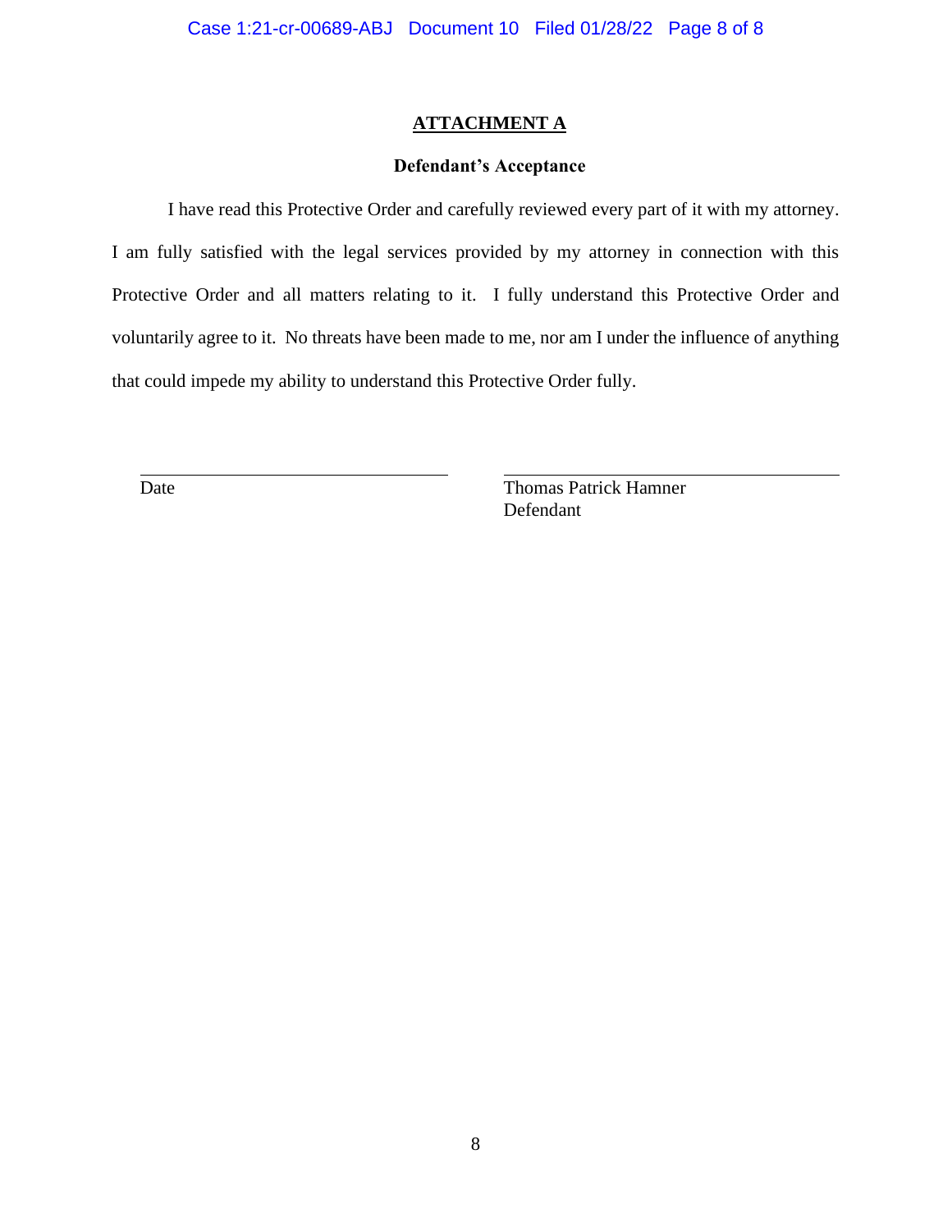# ATTACHMENT A

## Defendant's Acceptance

I have read this Protective Order and carefully reviewed every part of it with my attorney. I am fully satisfied with the legal services provided by my attorney in connection with this Protective Order and all matters relating to it. I fully understand this Protective Order and voluntarily agree to it. No threats have been made to me, nor am I under the influence of anything that could impede my ability to understand this Protective Order fully.

| | |
|---|---|
| \_\_\_\_\_\_\_\_\_\_\_\_\_\_\_\_\_\_\_\_\_\_\_\_\_\_\_\_ | \_\_\_\_\_\_\_\_\_\_\_\_\_\_\_\_\_\_\_\_\_\_\_\_\_\_\_\_ |
| Date | Thomas Patrick Hamner<br>Defendant |